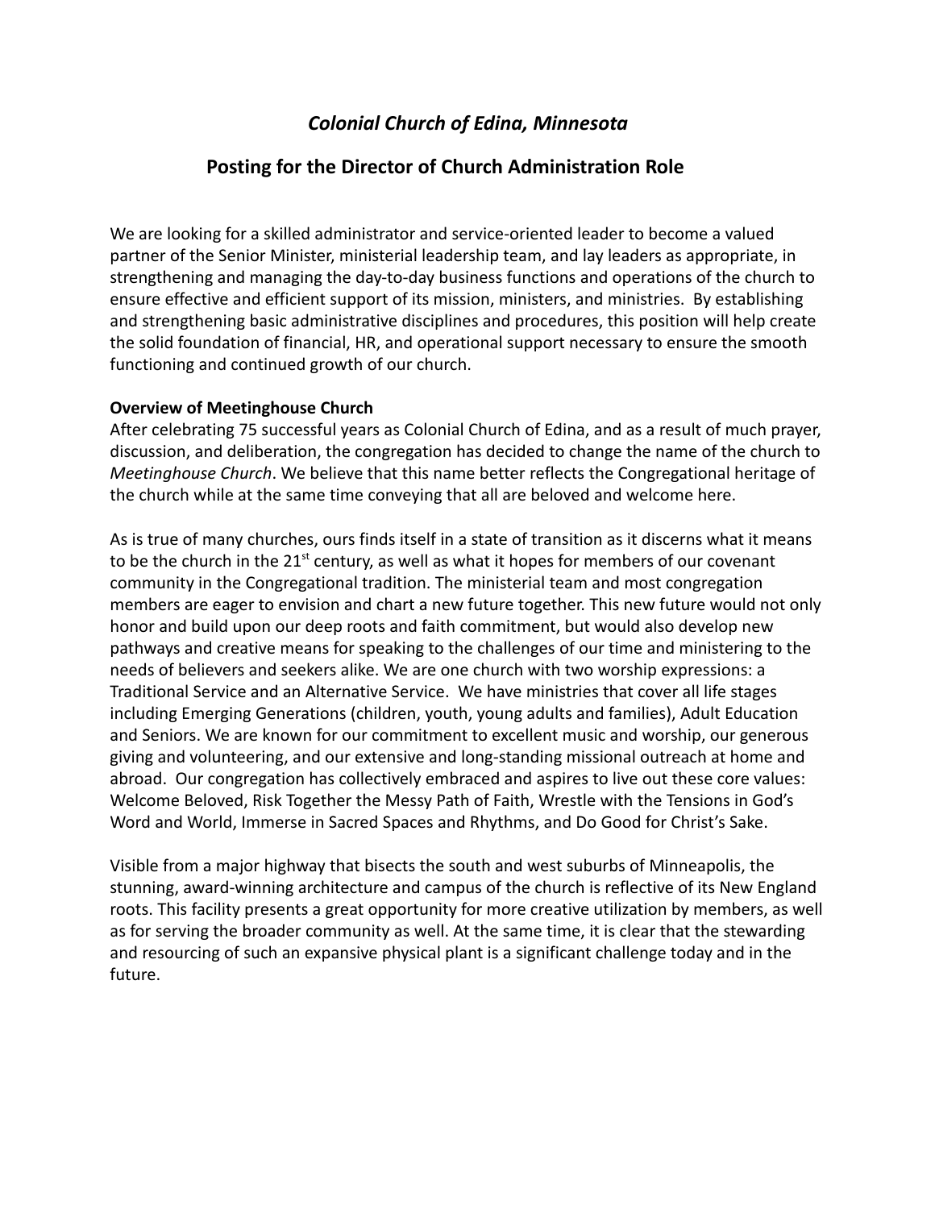# *Colonial Church of Edina, Minnesota*

## Posting for the Director of Church Administration Role

We are looking for a skilled administrator and service-oriented leader to become a valued partner of the Senior Minister, ministerial leadership team, and lay leaders as appropriate, in strengthening and managing the day-to-day business functions and operations of the church to ensure effective and efficient support of its mission, ministers, and ministries. By establishing and strengthening basic administrative disciplines and procedures, this position will help create the solid foundation of financial, HR, and operational support necessary to ensure the smooth functioning and continued growth of our church.

**Overview of Meetinghouse Church**

After celebrating 75 successful years as Colonial Church of Edina, and as a result of much prayer, discussion, and deliberation, the congregation has decided to change the name of the church to *Meetinghouse Church*. We believe that this name better reflects the Congregational heritage of the church while at the same time conveying that all are beloved and welcome here.

As is true of many churches, ours finds itself in a state of transition as it discerns what it means to be the church in the 21st century, as well as what it hopes for members of our covenant community in the Congregational tradition. The ministerial team and most congregation members are eager to envision and chart a new future together. This new future would not only honor and build upon our deep roots and faith commitment, but would also develop new pathways and creative means for speaking to the challenges of our time and ministering to the needs of believers and seekers alike. We are one church with two worship expressions: a Traditional Service and an Alternative Service. We have ministries that cover all life stages including Emerging Generations (children, youth, young adults and families), Adult Education and Seniors. We are known for our commitment to excellent music and worship, our generous giving and volunteering, and our extensive and long-standing missional outreach at home and abroad. Our congregation has collectively embraced and aspires to live out these core values: Welcome Beloved, Risk Together the Messy Path of Faith, Wrestle with the Tensions in God's Word and World, Immerse in Sacred Spaces and Rhythms, and Do Good for Christ's Sake.

Visible from a major highway that bisects the south and west suburbs of Minneapolis, the stunning, award-winning architecture and campus of the church is reflective of its New England roots. This facility presents a great opportunity for more creative utilization by members, as well as for serving the broader community as well. At the same time, it is clear that the stewarding and resourcing of such an expansive physical plant is a significant challenge today and in the future.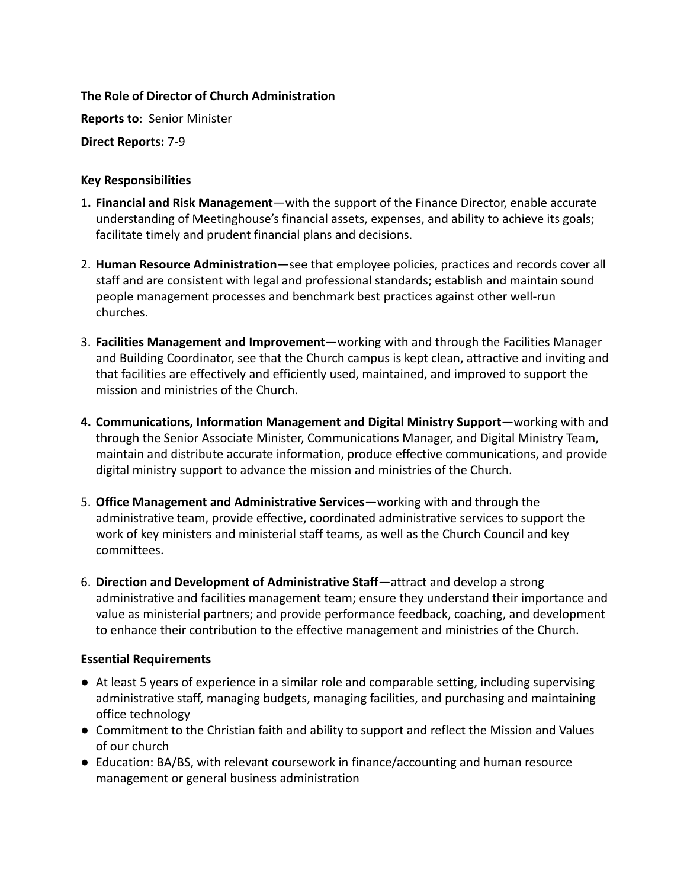**The Role of Director of Church Administration**

**Reports to**: Senior Minister

**Direct Reports:** 7-9

**Key Responsibilities**

1. **Financial and Risk Management**—with the support of the Finance Director, enable accurate understanding of Meetinghouse's financial assets, expenses, and ability to achieve its goals; facilitate timely and prudent financial plans and decisions.
2. **Human Resource Administration**—see that employee policies, practices and records cover all staff and are consistent with legal and professional standards; establish and maintain sound people management processes and benchmark best practices against other well-run churches.
3. **Facilities Management and Improvement**—working with and through the Facilities Manager and Building Coordinator, see that the Church campus is kept clean, attractive and inviting and that facilities are effectively and efficiently used, maintained, and improved to support the mission and ministries of the Church.
4. **Communications, Information Management and Digital Ministry Support**—working with and through the Senior Associate Minister, Communications Manager, and Digital Ministry Team, maintain and distribute accurate information, produce effective communications, and provide digital ministry support to advance the mission and ministries of the Church.
5. **Office Management and Administrative Services**—working with and through the administrative team, provide effective, coordinated administrative services to support the work of key ministers and ministerial staff teams, as well as the Church Council and key committees.
6. **Direction and Development of Administrative Staff**—attract and develop a strong administrative and facilities management team; ensure they understand their importance and value as ministerial partners; and provide performance feedback, coaching, and development to enhance their contribution to the effective management and ministries of the Church.

**Essential Requirements**

- At least 5 years of experience in a similar role and comparable setting, including supervising administrative staff, managing budgets, managing facilities, and purchasing and maintaining office technology
- Commitment to the Christian faith and ability to support and reflect the Mission and Values of our church
- Education: BA/BS, with relevant coursework in finance/accounting and human resource management or general business administration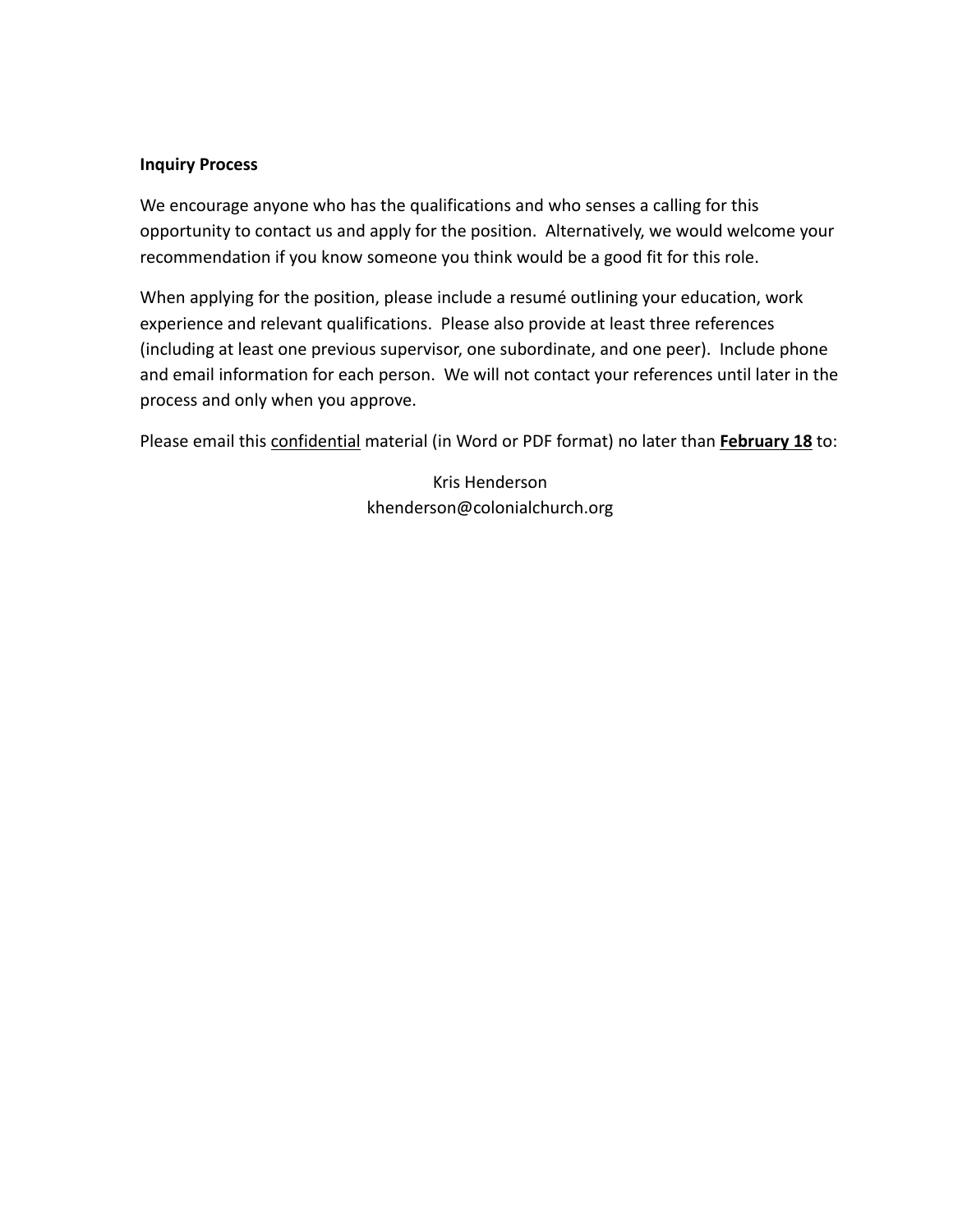**Inquiry Process**

We encourage anyone who has the qualifications and who senses a calling for this opportunity to contact us and apply for the position. Alternatively, we would welcome your recommendation if you know someone you think would be a good fit for this role.

When applying for the position, please include a resumé outlining your education, work experience and relevant qualifications. Please also provide at least three references (including at least one previous supervisor, one subordinate, and one peer). Include phone and email information for each person. We will not contact your references until later in the process and only when you approve.

Please email this <u>confidential</u> material (in Word or PDF format) no later than **<u>February 18</u>** to:

Kris Henderson
khenderson@colonialchurch.org